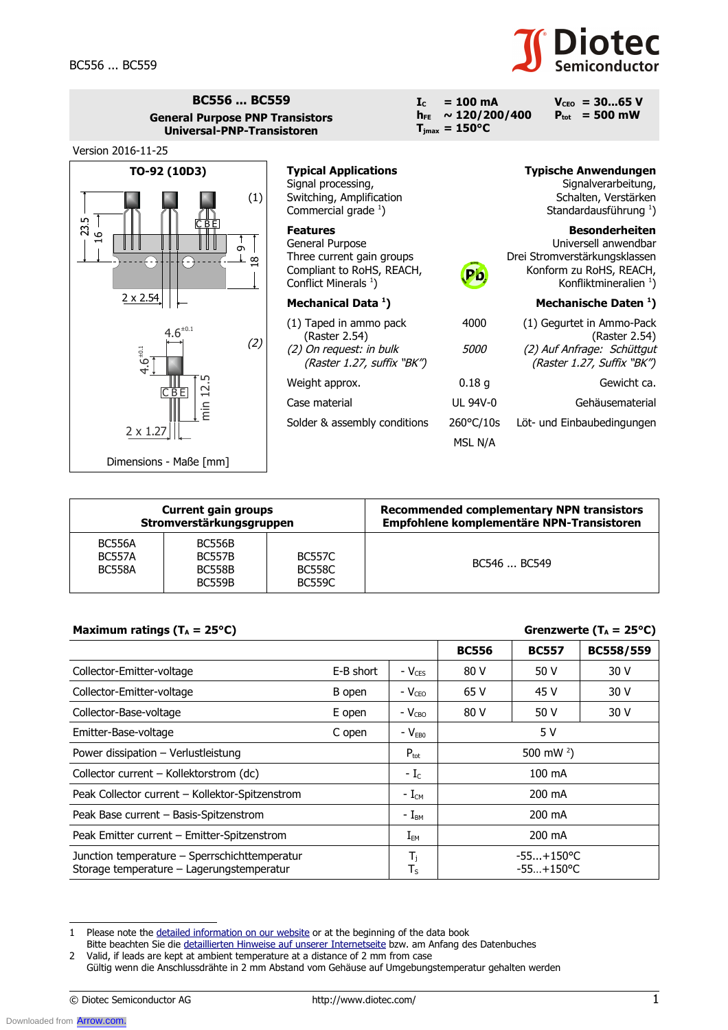# BC556 ... BC559

**General Purpose PNP Transistors**
**Universal-PNP-Transistoren**

$I_C$ = 100 mA
$h_{FE}$ ~ 120/200/400
$T_{jmax}$ = 150°C
$V_{CEO}$ = 30...65 V
$P_{tot}$ = 500 mW

Version 2016-11-25

**TO-92 (10D3)**

Dimensions - Maße [mm]

| **Typical Applications** | **Typische Anwendungen** |
|---|---|
| Signal processing, | Signalverarbeitung, |
| Switching, Amplification | Schalten, Verstärken |
| Commercial grade [1]) | Standardausführung [1]) |

| **Features** | **Besonderheiten** |
|---|---|
| General Purpose | Universell anwendbar |
| Three current gain groups | Drei Stromverstärkungsklassen |
| Compliant to RoHS, REACH, | Konform zu RoHS, REACH, |
| Conflict Minerals [1]) | Konfliktmineralien [1]) |

| **Mechanical Data [1])** | | **Mechanische Daten [1])** |
|---|---|---|
| (1) Taped in ammo pack (Raster 2.54) | 4000 | (1) Gegurtet in Ammo-Pack (Raster 2.54) |
| *(2) On request: in bulk (Raster 1.27, suffix "BK")* | *5000* | *(2) Auf Anfrage: Schüttgut (Raster 1.27, Suffix "BK")* |
| Weight approx. | 0.18 g | Gewicht ca. |
| Case material | UL 94V-0 | Gehäusematerial |
| Solder & assembly conditions | 260°C/10s | Löt- und Einbaubedingungen |
| | MSL N/A | |

| **Current gain groups / Stromverstärkungsgruppen** | | | **Recommended complementary NPN transistors / Empfohlene komplementäre NPN-Transistoren** |
|---|---|---|---|
| BC556A<br>BC557A<br>BC558A | BC556B<br>BC557B<br>BC558B<br>BC559B | BC557C<br>BC558C<br>BC559C | BC546 ... BC549 |

**Maximum ratings ($T_A$ = 25°C)** — **Grenzwerte ($T_A$ = 25°C)**

| | | | BC556 | BC557 | BC558/559 |
|---|---|---|---|---|---|
| Collector-Emitter-voltage | E-B short | $-V_{CES}$ | 80 V | 50 V | 30 V |
| Collector-Emitter-voltage | B open | $-V_{CEO}$ | 65 V | 45 V | 30 V |
| Collector-Base-voltage | E open | $-V_{CBO}$ | 80 V | 50 V | 30 V |
| Emitter-Base-voltage | C open | $-V_{EBO}$ | 5 V | | |
| Power dissipation – Verlustleistung | | $P_{tot}$ | 500 mW [2]) | | |
| Collector current – Kollektorstrom (dc) | | $-I_C$ | 100 mA | | |
| Peak Collector current – Kollektor-Spitzenstrom | | $-I_{CM}$ | 200 mA | | |
| Peak Base current – Basis-Spitzenstrom | | $-I_{BM}$ | 200 mA | | |
| Peak Emitter current – Emitter-Spitzenstrom | | $I_{EM}$ | 200 mA | | |
| Junction temperature – Sperrschichttemperatur<br>Storage temperature – Lagerungstemperatur | | $T_j$<br>$T_S$ | -55...+150°C<br>-55…+150°C | | |

1 Please note the detailed information on our website or at the beginning of the data book
Bitte beachten Sie die detaillierten Hinweise auf unserer Internetseite bzw. am Anfang des Datenbuches

2 Valid, if leads are kept at ambient temperature at a distance of 2 mm from case
Gültig wenn die Anschlussdrähte in 2 mm Abstand vom Gehäuse auf Umgebungstemperatur gehalten werden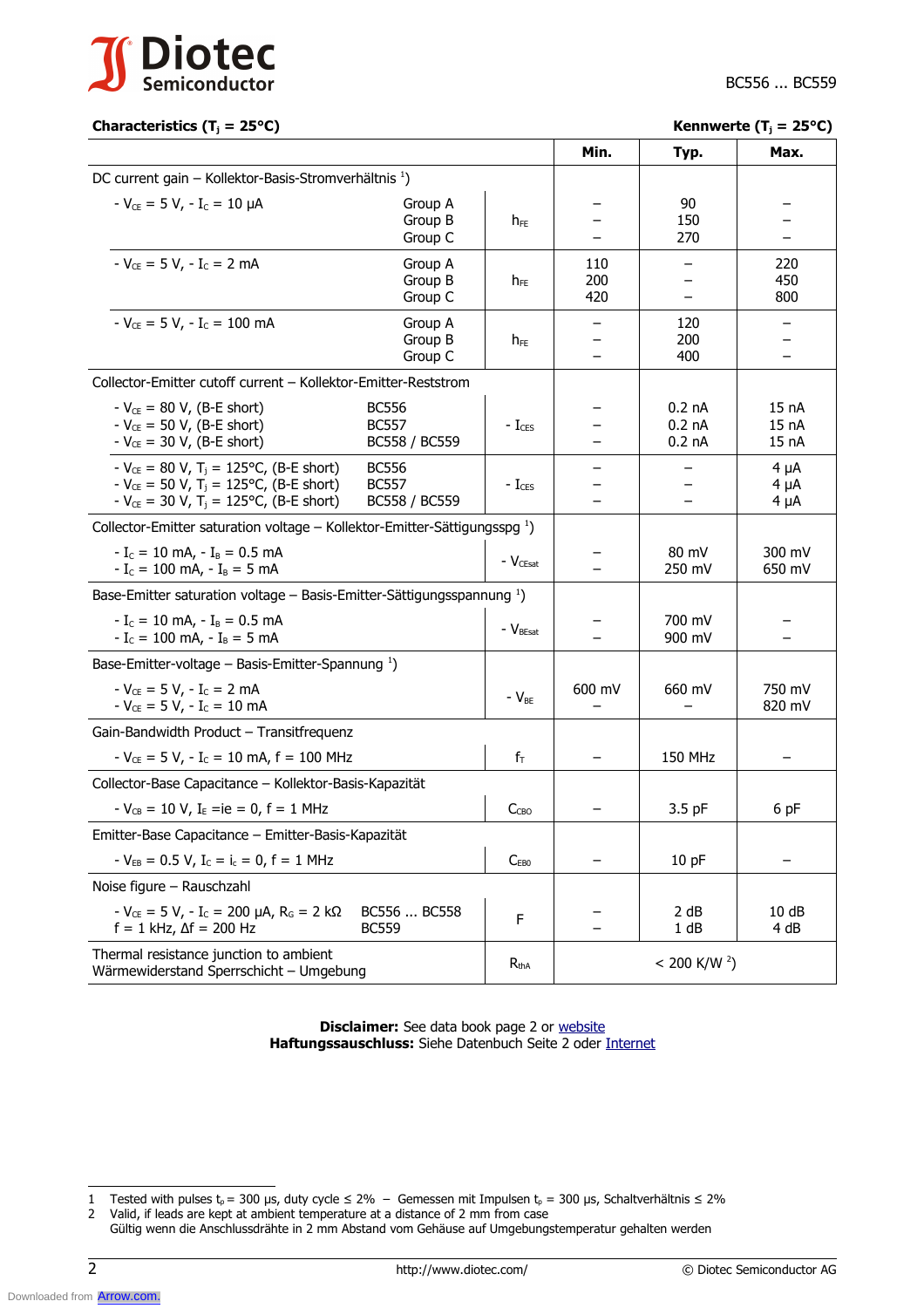**Characteristics ($T_j$ = 25°C)** **Kennwerte ($T_j$ = 25°C)**

| | | | Min. | Typ. | Max. |
|---|---|---|---|---|---|
| DC current gain – Kollektor-Basis-Stromverhältnis [1]) | | | | | |
| $-V_{CE}$ = 5 V, $-I_C$ = 10 µA | Group A<br>Group B<br>Group C | $h_{FE}$ | –<br>–<br>– | 90<br>150<br>270 | –<br>–<br>– |
| $-V_{CE}$ = 5 V, $-I_C$ = 2 mA | Group A<br>Group B<br>Group C | $h_{FE}$ | 110<br>200<br>420 | –<br>–<br>– | 220<br>450<br>800 |
| $-V_{CE}$ = 5 V, $-I_C$ = 100 mA | Group A<br>Group B<br>Group C | $h_{FE}$ | –<br>–<br>– | 120<br>200<br>400 | –<br>–<br>– |
| Collector-Emitter cutoff current – Kollektor-Emitter-Reststrom | | | | | |
| $-V_{CE}$ = 80 V, (B-E short)<br>$-V_{CE}$ = 50 V, (B-E short)<br>$-V_{CE}$ = 30 V, (B-E short) | BC556<br>BC557<br>BC558 / BC559 | $-I_{CES}$ | –<br>–<br>– | 0.2 nA<br>0.2 nA<br>0.2 nA | 15 nA<br>15 nA<br>15 nA |
| $-V_{CE}$ = 80 V, $T_j$ = 125°C, (B-E short)<br>$-V_{CE}$ = 50 V, $T_j$ = 125°C, (B-E short)<br>$-V_{CE}$ = 30 V, $T_j$ = 125°C, (B-E short) | BC556<br>BC557<br>BC558 / BC559 | $-I_{CES}$ | –<br>–<br>– | –<br>–<br>– | 4 µA<br>4 µA<br>4 µA |
| Collector-Emitter saturation voltage – Kollektor-Emitter-Sättigungsspg [1]) | | | | | |
| $-I_C$ = 10 mA, $-I_B$ = 0.5 mA<br>$-I_C$ = 100 mA, $-I_B$ = 5 mA | | $-V_{CEsat}$ | –<br>– | 80 mV<br>250 mV | 300 mV<br>650 mV |
| Base-Emitter saturation voltage – Basis-Emitter-Sättigungsspannung [1]) | | | | | |
| $-I_C$ = 10 mA, $-I_B$ = 0.5 mA<br>$-I_C$ = 100 mA, $-I_B$ = 5 mA | | $-V_{BEsat}$ | –<br>– | 700 mV<br>900 mV | –<br>– |
| Base-Emitter-voltage – Basis-Emitter-Spannung [1]) | | | | | |
| $-V_{CE}$ = 5 V, $-I_C$ = 2 mA<br>$-V_{CE}$ = 5 V, $-I_C$ = 10 mA | | $-V_{BE}$ | 600 mV<br>– | 660 mV<br>– | 750 mV<br>820 mV |
| Gain-Bandwidth Product – Transitfrequenz | | | | | |
| $-V_{CE}$ = 5 V, $-I_C$ = 10 mA, f = 100 MHz | | $f_T$ | – | 150 MHz | – |
| Collector-Base Capacitance – Kollektor-Basis-Kapazität | | | | | |
| $-V_{CB}$ = 10 V, $I_E$ = ie = 0, f = 1 MHz | | $C_{CBO}$ | – | 3.5 pF | 6 pF |
| Emitter-Base Capacitance – Emitter-Basis-Kapazität | | | | | |
| $-V_{EB}$ = 0.5 V, $I_C$ = $i_c$ = 0, f = 1 MHz | | $C_{EB0}$ | – | 10 pF | – |
| Noise figure – Rauschzahl | | | | | |
| $-V_{CE}$ = 5 V, $-I_C$ = 200 µA, $R_G$ = 2 kΩ<br>f = 1 kHz, Δf = 200 Hz | BC556 ... BC558<br>BC559 | F | –<br>– | 2 dB<br>1 dB | 10 dB<br>4 dB |
| Thermal resistance junction to ambient<br>Wärmewiderstand Sperrschicht – Umgebung | | $R_{thA}$ | < 200 K/W [2]) | | |

**Disclaimer:** See data book page 2 or website
**Haftungssauschluss:** Siehe Datenbuch Seite 2 oder Internet

1 Tested with pulses $t_p$ = 300 µs, duty cycle ≤ 2% – Gemessen mit Impulsen $t_p$ = 300 µs, Schaltverhältnis ≤ 2%
2 Valid, if leads are kept at ambient temperature at a distance of 2 mm from case
Gültig wenn die Anschlussdrähte in 2 mm Abstand vom Gehäuse auf Umgebungstemperatur gehalten werden